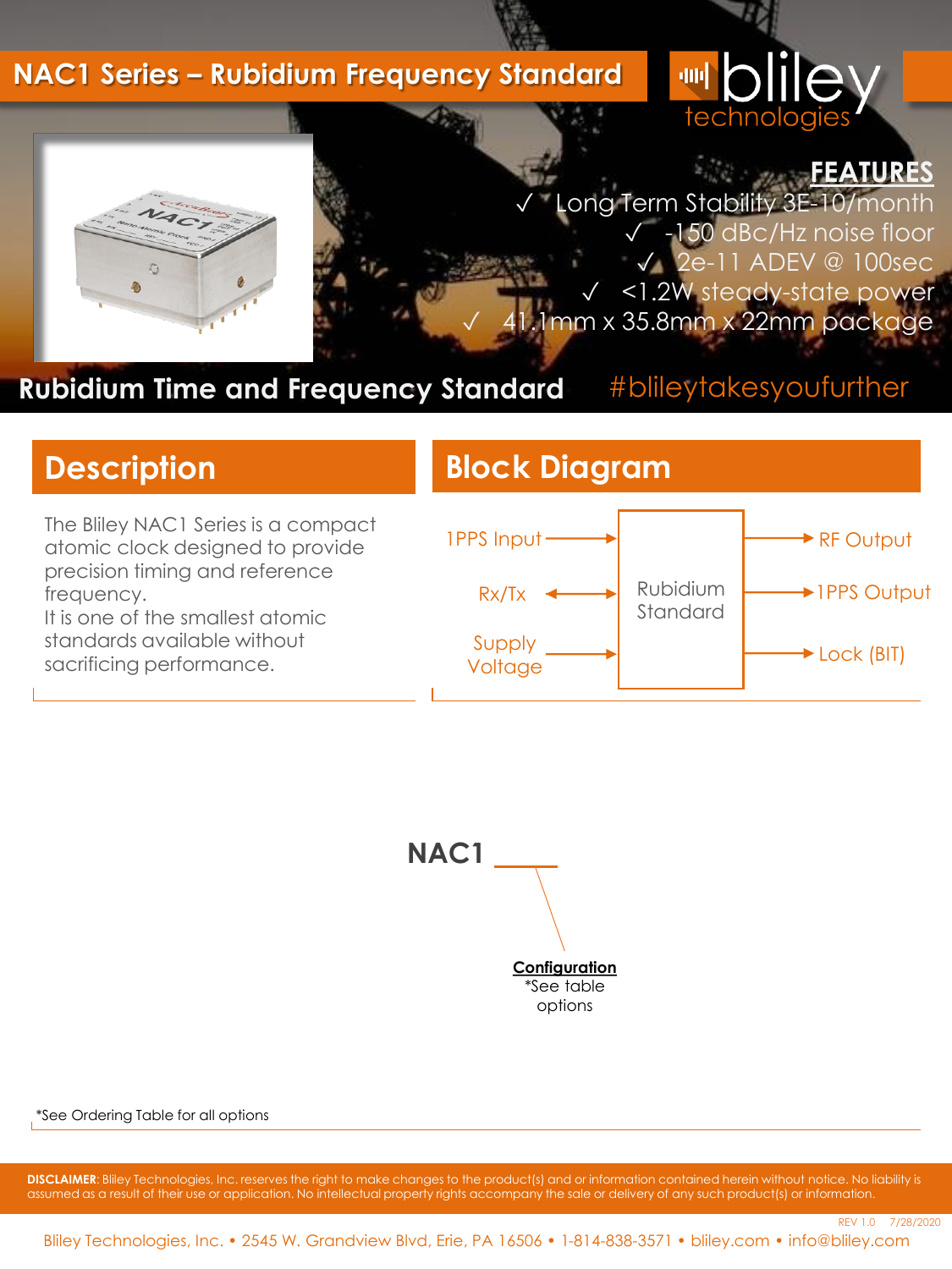# NAC1 Series – Rubidium Frequency Standard

bliley technologies

## FEATURES

- ✓ Long Term Stability 3E-10/month
- ✓ -150 dBc/Hz noise floor
- ✓ 2e-11 ADEV @ 100sec
- ✓ <1.2W steady-state power
- ✓ 41.1mm x 35.8mm x 22mm package

**Rubidium Time and Frequency Standard** #blileytakesyoufurther

## Description

The Bliley NAC1 Series is a compact atomic clock designed to provide precision timing and reference frequency.
It is one of the smallest atomic standards available without sacrificing performance.

## Block Diagram

Rubidium Standard

- Inputs: 1PPS Input, Rx/Tx (bidirectional), Supply Voltage
- Outputs: RF Output, 1PPS Output, Lock (BIT)

**NAC1 ____**

**Configuration**
*See table options

*See Ordering Table for all options

**DISCLAIMER**: Bliley Technologies, Inc. reserves the right to make changes to the product(s) and or information contained herein without notice. No liability is assumed as a result of their use or application. No intellectual property rights accompany the sale or delivery of any such product(s) or information.

REV 1.0 7/28/2020

Bliley Technologies, Inc. • 2545 W. Grandview Blvd, Erie, PA 16506 • 1-814-838-3571 • bliley.com • info@bliley.com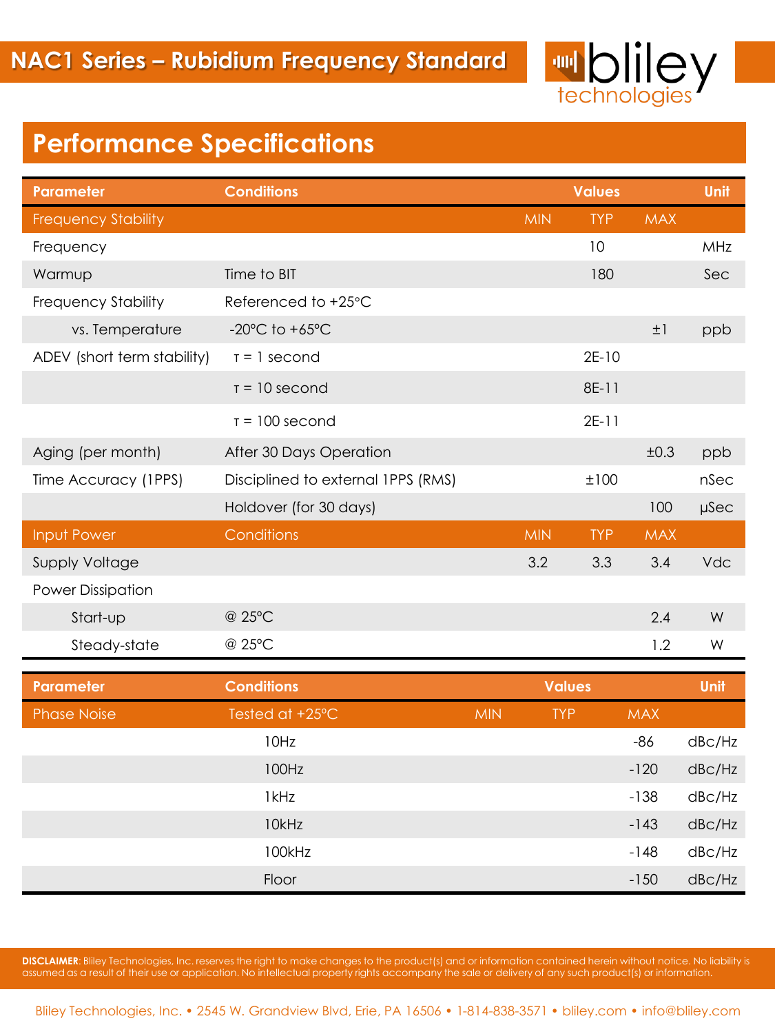# NAC1 Series – Rubidium Frequency Standard

## Performance Specifications

| Parameter | Conditions | MIN | TYP | MAX | Unit |
|---|---|---|---|---|---|
| **Frequency Stability** | | **MIN** | **TYP** | **MAX** | |
| Frequency | | | 10 | | MHz |
| Warmup | Time to BIT | | 180 | | Sec |
| Frequency Stability | Referenced to +25°C | | | | |
| vs. Temperature | -20°C to +65°C | | | ±1 | ppb |
| ADEV (short term stability) | τ = 1 second | | 2E-10 | | |
| | τ = 10 second | | 8E-11 | | |
| | τ = 100 second | | 2E-11 | | |
| Aging (per month) | After 30 Days Operation | | | ±0.3 | ppb |
| Time Accuracy (1PPS) | Disciplined to external 1PPS (RMS) | | ±100 | | nSec |
| | Holdover (for 30 days) | | | 100 | μSec |
| **Input Power** | **Conditions** | **MIN** | **TYP** | **MAX** | |
| Supply Voltage | | 3.2 | 3.3 | 3.4 | Vdc |
| Power Dissipation | | | | | |
| Start-up | @ 25°C | | | 2.4 | W |
| Steady-state | @ 25°C | | | 1.2 | W |

| Parameter | Conditions | MIN | TYP | MAX | Unit |
|---|---|---|---|---|---|
| **Phase Noise** | **Tested at +25°C** | **MIN** | **TYP** | **MAX** | |
| | 10Hz | | | -86 | dBc/Hz |
| | 100Hz | | | -120 | dBc/Hz |
| | 1kHz | | | -138 | dBc/Hz |
| | 10kHz | | | -143 | dBc/Hz |
| | 100kHz | | | -148 | dBc/Hz |
| | Floor | | | -150 | dBc/Hz |

**DISCLAIMER**: Bliley Technologies, Inc. reserves the right to make changes to the product(s) and or information contained herein without notice. No liability is assumed as a result of their use or application. No intellectual property rights accompany the sale or delivery of any such product(s) or information.

Bliley Technologies, Inc. • 2545 W. Grandview Blvd, Erie, PA 16506 • 1-814-838-3571 • bliley.com • info@bliley.com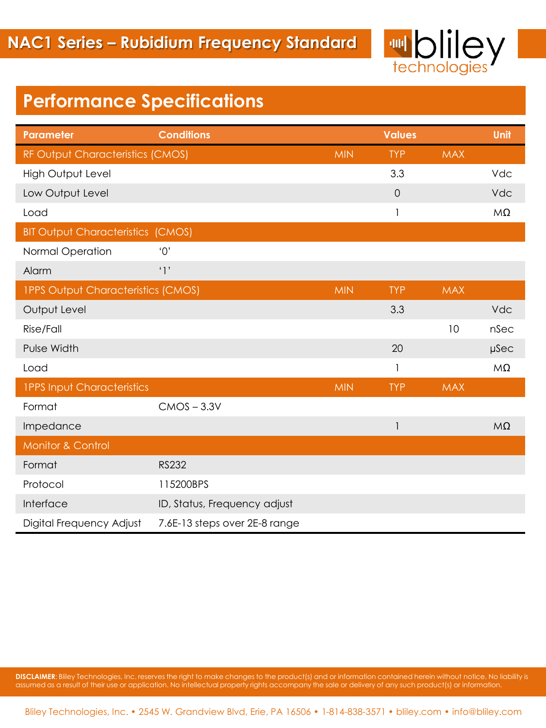# NAC1 Series – Rubidium Frequency Standard

## Performance Specifications

| Parameter | Conditions | MIN | TYP | MAX | Unit |
|---|---|---|---|---|---|
| **RF Output Characteristics (CMOS)** | | MIN | TYP | MAX | |
| High Output Level | | | 3.3 | | Vdc |
| Low Output Level | | | 0 | | Vdc |
| Load | | | 1 | | MΩ |
| **BIT Output Characteristics (CMOS)** | | | | | |
| Normal Operation | ‘0’ | | | | |
| Alarm | ‘1’ | | | | |
| **1PPS Output Characteristics (CMOS)** | | MIN | TYP | MAX | |
| Output Level | | | 3.3 | | Vdc |
| Rise/Fall | | | | 10 | nSec |
| Pulse Width | | | 20 | | μSec |
| Load | | | 1 | | MΩ |
| **1PPS Input Characteristics** | | MIN | TYP | MAX | |
| Format | CMOS – 3.3V | | | | |
| Impedance | | | 1 | | MΩ |
| **Monitor & Control** | | | | | |
| Format | RS232 | | | | |
| Protocol | 115200BPS | | | | |
| Interface | ID, Status, Frequency adjust | | | | |
| Digital Frequency Adjust | 7.6E-13 steps over 2E-8 range | | | | |

**DISCLAIMER**: Bliley Technologies, Inc. reserves the right to make changes to the product(s) and or information contained herein without notice. No liability is assumed as a result of their use or application. No intellectual property rights accompany the sale or delivery of any such product(s) or information.

Bliley Technologies, Inc. • 2545 W. Grandview Blvd, Erie, PA 16506 • 1-814-838-3571 • bliley.com • info@bliley.com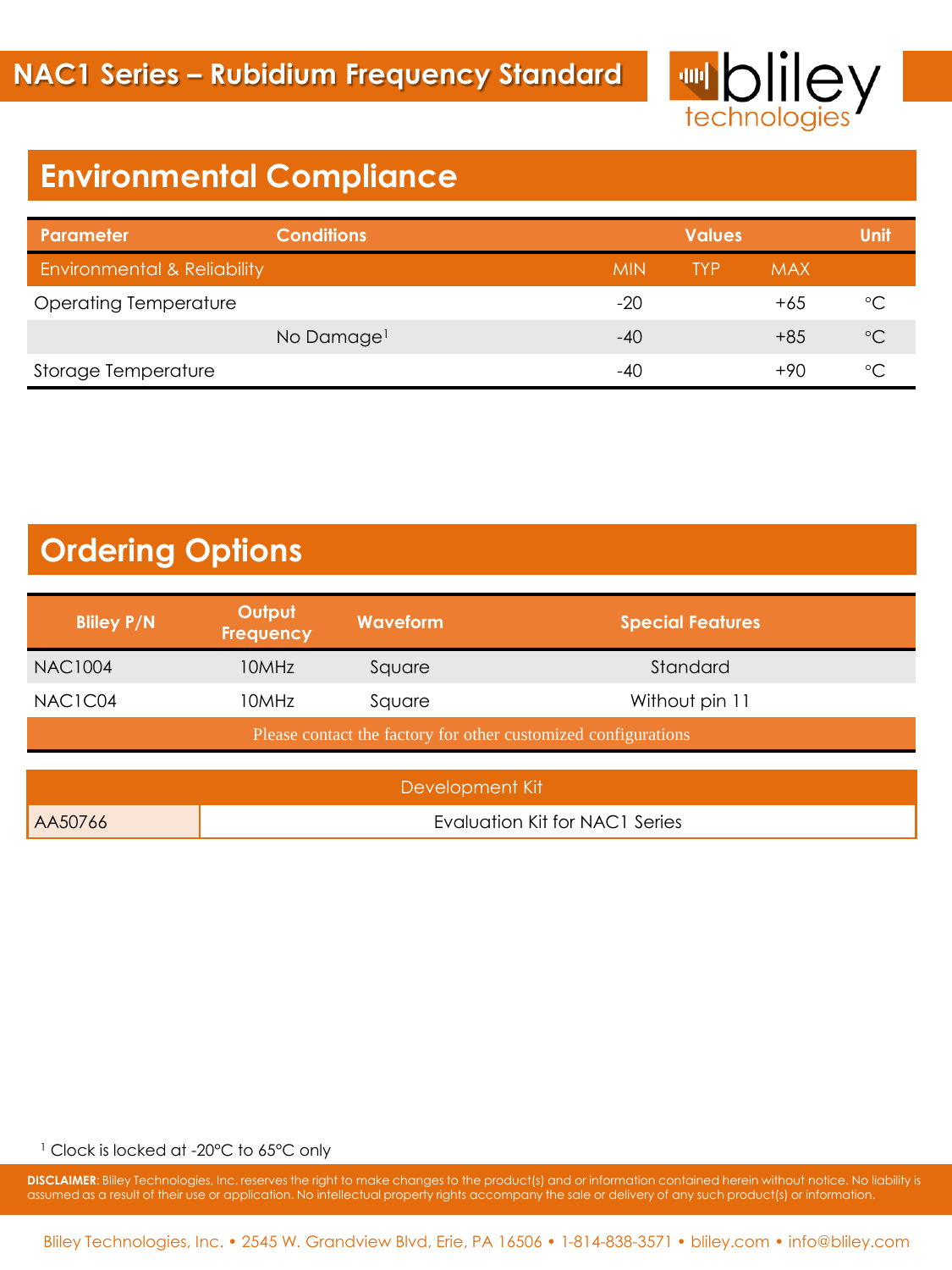## Environmental Compliance

| Parameter | Conditions | Values | | | Unit |
|---|---|---|---|---|---|
| Environmental & Reliability | | MIN | TYP | MAX | |
| Operating Temperature | | -20 | | +65 | °C |
| | No Damage[1] | -40 | | +85 | °C |
| Storage Temperature | | -40 | | +90 | °C |

## Ordering Options

| Bliley P/N | Output Frequency | Waveform | Special Features |
|---|---|---|---|
| NAC1004 | 10MHz | Square | Standard |
| NAC1C04 | 10MHz | Square | Without pin 11 |
| Please contact the factory for other customized configurations | | | |

| Development Kit | |
|---|---|
| AA50766 | Evaluation Kit for NAC1 Series |

[1] Clock is locked at -20°C to 65°C only

**DISCLAIMER**: Bliley Technologies, Inc. reserves the right to make changes to the product(s) and or information contained herein without notice. No liability is assumed as a result of their use or application. No intellectual property rights accompany the sale or delivery of any such product(s) or information.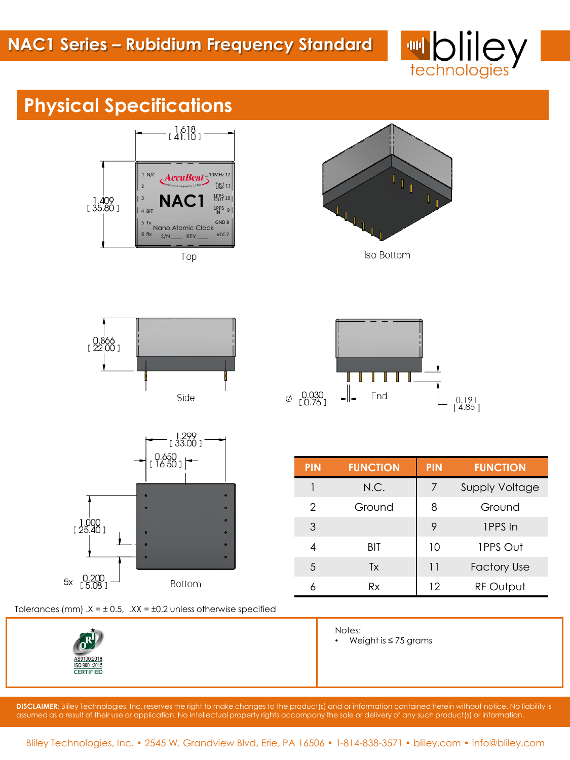# NAC1 Series – Rubidium Frequency Standard

## Physical Specifications

1.618
[ 41.10 ]

1.409
[ 35.80 ]

1 N/C
2
3
4 BIT
5 Tx
6 Rx

AccuBeat
NAC1
Nano Atomic Clock
S/N____ REV____

10MHz 12
Fact Use 11
1PPS OUT 10
1PPS IN 9
GND 8
VCC 7

Top

Iso Bottom

0.866
[ 22.00 ]

Side

Ø 0.030
[ 0.76 ]

End

0.191
[ 4.85 ]

1.299
[ 33.00 ]

0.650
[ 16.50 ]

1.000
[ 25.40 ]

5x 0.200
[ 5.08 ]

Bottom

| PIN | FUNCTION | PIN | FUNCTION |
|---|---|---|---|
| 1 | N.C. | 7 | Supply Voltage |
| 2 | Ground | 8 | Ground |
| 3 | | 9 | 1PPS In |
| 4 | BIT | 10 | 1PPS Out |
| 5 | Tx | 11 | Factory Use |
| 6 | Rx | 12 | RF Output |

Tolerances (mm) .X = ± 0.5, .XX = ±0.2 unless otherwise specified

AS9100:2016
ISO 9001:2015
CERTIFIED

Notes:
- Weight is ≤ 75 grams

**DISCLAIMER**: Bliley Technologies, Inc. reserves the right to make changes to the product(s) and or information contained herein without notice. No liability is assumed as a result of their use or application. No intellectual property rights accompany the sale or delivery of any such product(s) or information.

Bliley Technologies, Inc. • 2545 W. Grandview Blvd, Erie, PA 16506 • 1-814-838-3571 • bliley.com • info@bliley.com